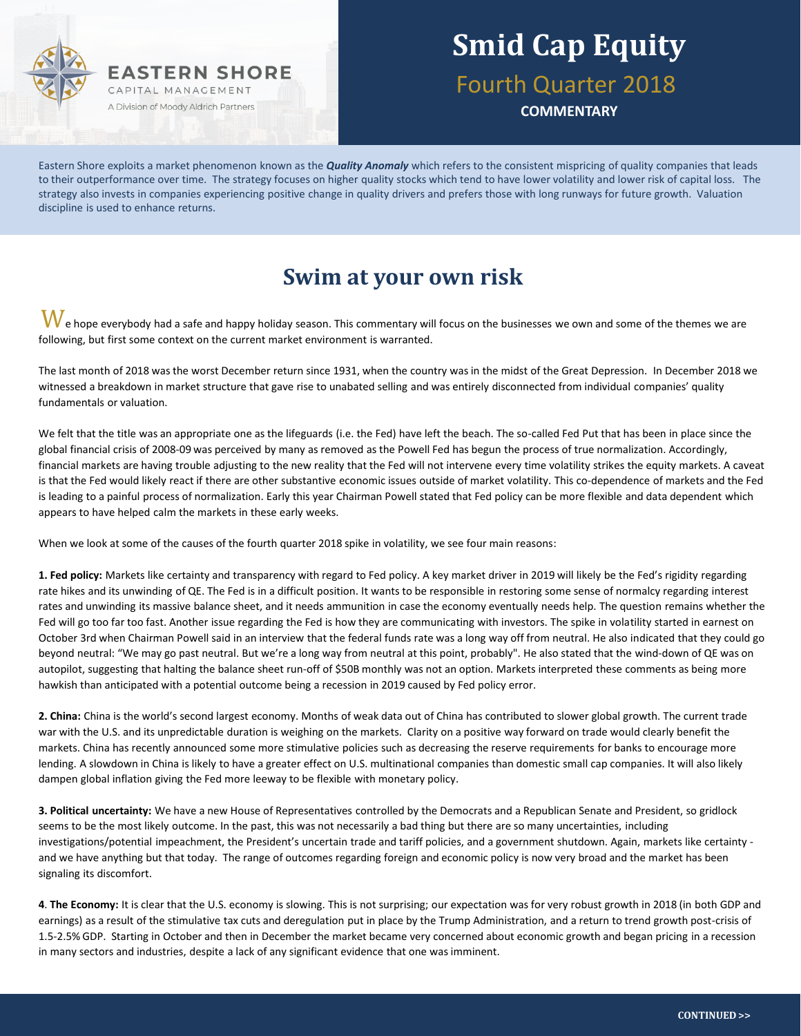EASTERN SHORE
CAPITAL MANAGEMENT
A Division of Moody Aldrich Partners

# Smid Cap Equity

## Fourth Quarter 2018

**COMMENTARY**

Eastern Shore exploits a market phenomenon known as the ***Quality Anomaly*** which refers to the consistent mispricing of quality companies that leads to their outperformance over time. The strategy focuses on higher quality stocks which tend to have lower volatility and lower risk of capital loss. The strategy also invests in companies experiencing positive change in quality drivers and prefers those with long runways for future growth. Valuation discipline is used to enhance returns.

## Swim at your own risk

We hope everybody had a safe and happy holiday season. This commentary will focus on the businesses we own and some of the themes we are following, but first some context on the current market environment is warranted.

The last month of 2018 was the worst December return since 1931, when the country was in the midst of the Great Depression. In December 2018 we witnessed a breakdown in market structure that gave rise to unabated selling and was entirely disconnected from individual companies' quality fundamentals or valuation.

We felt that the title was an appropriate one as the lifeguards (i.e. the Fed) have left the beach. The so-called Fed Put that has been in place since the global financial crisis of 2008-09 was perceived by many as removed as the Powell Fed has begun the process of true normalization. Accordingly, financial markets are having trouble adjusting to the new reality that the Fed will not intervene every time volatility strikes the equity markets. A caveat is that the Fed would likely react if there are other substantive economic issues outside of market volatility. This co-dependence of markets and the Fed is leading to a painful process of normalization. Early this year Chairman Powell stated that Fed policy can be more flexible and data dependent which appears to have helped calm the markets in these early weeks.

When we look at some of the causes of the fourth quarter 2018 spike in volatility, we see four main reasons:

**1. Fed policy:** Markets like certainty and transparency with regard to Fed policy. A key market driver in 2019 will likely be the Fed's rigidity regarding rate hikes and its unwinding of QE. The Fed is in a difficult position. It wants to be responsible in restoring some sense of normalcy regarding interest rates and unwinding its massive balance sheet, and it needs ammunition in case the economy eventually needs help. The question remains whether the Fed will go too far too fast. Another issue regarding the Fed is how they are communicating with investors. The spike in volatility started in earnest on October 3rd when Chairman Powell said in an interview that the federal funds rate was a long way off from neutral. He also indicated that they could go beyond neutral: "We may go past neutral. But we're a long way from neutral at this point, probably". He also stated that the wind-down of QE was on autopilot, suggesting that halting the balance sheet run-off of $50B monthly was not an option. Markets interpreted these comments as being more hawkish than anticipated with a potential outcome being a recession in 2019 caused by Fed policy error.

**2. China:** China is the world's second largest economy. Months of weak data out of China has contributed to slower global growth. The current trade war with the U.S. and its unpredictable duration is weighing on the markets. Clarity on a positive way forward on trade would clearly benefit the markets. China has recently announced some more stimulative policies such as decreasing the reserve requirements for banks to encourage more lending. A slowdown in China is likely to have a greater effect on U.S. multinational companies than domestic small cap companies. It will also likely dampen global inflation giving the Fed more leeway to be flexible with monetary policy.

**3. Political uncertainty:** We have a new House of Representatives controlled by the Democrats and a Republican Senate and President, so gridlock seems to be the most likely outcome. In the past, this was not necessarily a bad thing but there are so many uncertainties, including investigations/potential impeachment, the President's uncertain trade and tariff policies, and a government shutdown. Again, markets like certainty - and we have anything but that today. The range of outcomes regarding foreign and economic policy is now very broad and the market has been signaling its discomfort.

**4. The Economy:** It is clear that the U.S. economy is slowing. This is not surprising; our expectation was for very robust growth in 2018 (in both GDP and earnings) as a result of the stimulative tax cuts and deregulation put in place by the Trump Administration, and a return to trend growth post-crisis of 1.5-2.5% GDP. Starting in October and then in December the market became very concerned about economic growth and began pricing in a recession in many sectors and industries, despite a lack of any significant evidence that one was imminent.

**CONTINUED >>**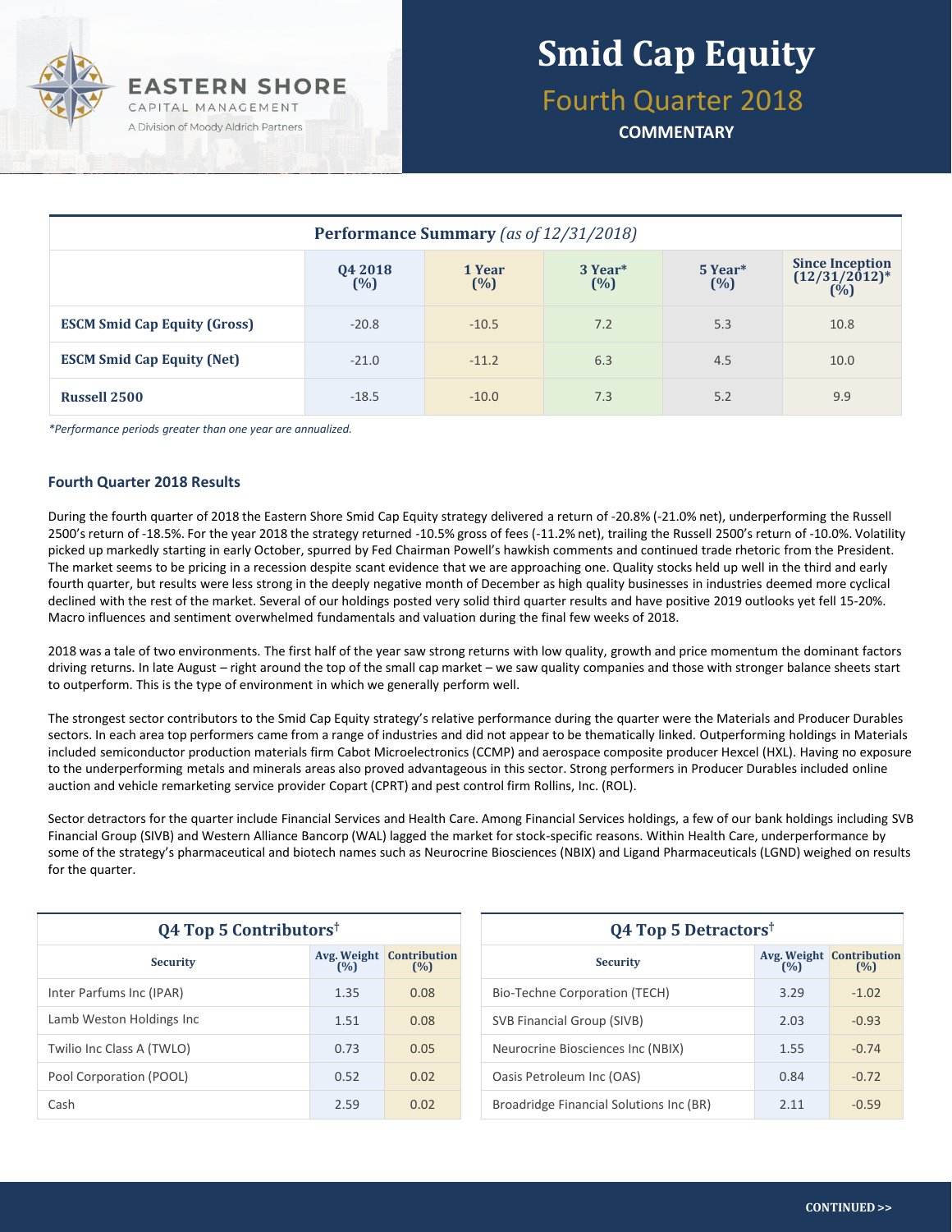# Smid Cap Equity

## Fourth Quarter 2018

**COMMENTARY**

EASTERN SHORE CAPITAL MANAGEMENT
A Division of Moody Aldrich Partners

| Performance Summary *(as of 12/31/2018)* | Q4 2018 (%) | 1 Year (%) | 3 Year* (%) | 5 Year* (%) | Since Inception (12/31/2012)* (%) |
|---|---|---|---|---|---|
| **ESCM Smid Cap Equity (Gross)** | -20.8 | -10.5 | 7.2 | 5.3 | 10.8 |
| **ESCM Smid Cap Equity (Net)** | -21.0 | -11.2 | 6.3 | 4.5 | 10.0 |
| **Russell 2500** | -18.5 | -10.0 | 7.3 | 5.2 | 9.9 |

*\*Performance periods greater than one year are annualized.*

### Fourth Quarter 2018 Results

During the fourth quarter of 2018 the Eastern Shore Smid Cap Equity strategy delivered a return of -20.8% (-21.0% net), underperforming the Russell 2500's return of -18.5%. For the year 2018 the strategy returned -10.5% gross of fees (-11.2% net), trailing the Russell 2500's return of -10.0%. Volatility picked up markedly starting in early October, spurred by Fed Chairman Powell's hawkish comments and continued trade rhetoric from the President. The market seems to be pricing in a recession despite scant evidence that we are approaching one. Quality stocks held up well in the third and early fourth quarter, but results were less strong in the deeply negative month of December as high quality businesses in industries deemed more cyclical declined with the rest of the market. Several of our holdings posted very solid third quarter results and have positive 2019 outlooks yet fell 15-20%. Macro influences and sentiment overwhelmed fundamentals and valuation during the final few weeks of 2018.

2018 was a tale of two environments. The first half of the year saw strong returns with low quality, growth and price momentum the dominant factors driving returns. In late August – right around the top of the small cap market – we saw quality companies and those with stronger balance sheets start to outperform. This is the type of environment in which we generally perform well.

The strongest sector contributors to the Smid Cap Equity strategy's relative performance during the quarter were the Materials and Producer Durables sectors. In each area top performers came from a range of industries and did not appear to be thematically linked. Outperforming holdings in Materials included semiconductor production materials firm Cabot Microelectronics (CCMP) and aerospace composite producer Hexcel (HXL). Having no exposure to the underperforming metals and minerals areas also proved advantageous in this sector. Strong performers in Producer Durables included online auction and vehicle remarketing service provider Copart (CPRT) and pest control firm Rollins, Inc. (ROL).

Sector detractors for the quarter include Financial Services and Health Care. Among Financial Services holdings, a few of our bank holdings including SVB Financial Group (SIVB) and Western Alliance Bancorp (WAL) lagged the market for stock-specific reasons. Within Health Care, underperformance by some of the strategy's pharmaceutical and biotech names such as Neurocrine Biosciences (NBIX) and Ligand Pharmaceuticals (LGND) weighed on results for the quarter.

**Q4 Top 5 Contributors†**

| Security | Avg. Weight (%) | Contribution (%) |
|---|---|---|
| Inter Parfums Inc (IPAR) | 1.35 | 0.08 |
| Lamb Weston Holdings Inc | 1.51 | 0.08 |
| Twilio Inc Class A (TWLO) | 0.73 | 0.05 |
| Pool Corporation (POOL) | 0.52 | 0.02 |
| Cash | 2.59 | 0.02 |

**Q4 Top 5 Detractors†**

| Security | Avg. Weight (%) | Contribution (%) |
|---|---|---|
| Bio-Techne Corporation (TECH) | 3.29 | -1.02 |
| SVB Financial Group (SIVB) | 2.03 | -0.93 |
| Neurocrine Biosciences Inc (NBIX) | 1.55 | -0.74 |
| Oasis Petroleum Inc (OAS) | 0.84 | -0.72 |
| Broadridge Financial Solutions Inc (BR) | 2.11 | -0.59 |

CONTINUED >>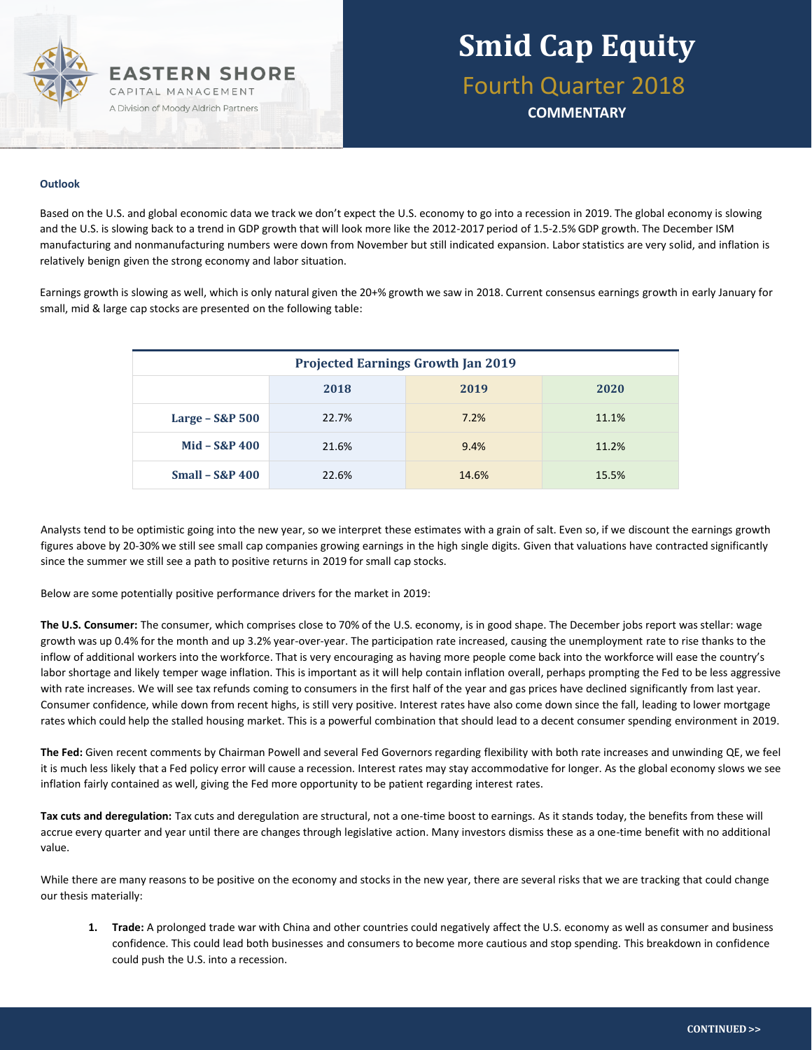# Smid Cap Equity

## Fourth Quarter 2018

**COMMENTARY**

### Outlook

Based on the U.S. and global economic data we track we don't expect the U.S. economy to go into a recession in 2019. The global economy is slowing and the U.S. is slowing back to a trend in GDP growth that will look more like the 2012-2017 period of 1.5-2.5% GDP growth. The December ISM manufacturing and nonmanufacturing numbers were down from November but still indicated expansion. Labor statistics are very solid, and inflation is relatively benign given the strong economy and labor situation.

Earnings growth is slowing as well, which is only natural given the 20+% growth we saw in 2018. Current consensus earnings growth in early January for small, mid & large cap stocks are presented on the following table:

| Projected Earnings Growth Jan 2019 | | | |
|---|---|---|---|
| | 2018 | 2019 | 2020 |
| Large – S&P 500 | 22.7% | 7.2% | 11.1% |
| Mid – S&P 400 | 21.6% | 9.4% | 11.2% |
| Small – S&P 400 | 22.6% | 14.6% | 15.5% |

Analysts tend to be optimistic going into the new year, so we interpret these estimates with a grain of salt. Even so, if we discount the earnings growth figures above by 20-30% we still see small cap companies growing earnings in the high single digits. Given that valuations have contracted significantly since the summer we still see a path to positive returns in 2019 for small cap stocks.

Below are some potentially positive performance drivers for the market in 2019:

**The U.S. Consumer:** The consumer, which comprises close to 70% of the U.S. economy, is in good shape. The December jobs report was stellar: wage growth was up 0.4% for the month and up 3.2% year-over-year. The participation rate increased, causing the unemployment rate to rise thanks to the inflow of additional workers into the workforce. That is very encouraging as having more people come back into the workforce will ease the country's labor shortage and likely temper wage inflation. This is important as it will help contain inflation overall, perhaps prompting the Fed to be less aggressive with rate increases. We will see tax refunds coming to consumers in the first half of the year and gas prices have declined significantly from last year. Consumer confidence, while down from recent highs, is still very positive. Interest rates have also come down since the fall, leading to lower mortgage rates which could help the stalled housing market. This is a powerful combination that should lead to a decent consumer spending environment in 2019.

**The Fed:** Given recent comments by Chairman Powell and several Fed Governors regarding flexibility with both rate increases and unwinding QE, we feel it is much less likely that a Fed policy error will cause a recession. Interest rates may stay accommodative for longer. As the global economy slows we see inflation fairly contained as well, giving the Fed more opportunity to be patient regarding interest rates.

**Tax cuts and deregulation:** Tax cuts and deregulation are structural, not a one-time boost to earnings. As it stands today, the benefits from these will accrue every quarter and year until there are changes through legislative action. Many investors dismiss these as a one-time benefit with no additional value.

While there are many reasons to be positive on the economy and stocks in the new year, there are several risks that we are tracking that could change our thesis materially:

1. **Trade:** A prolonged trade war with China and other countries could negatively affect the U.S. economy as well as consumer and business confidence. This could lead both businesses and consumers to become more cautious and stop spending. This breakdown in confidence could push the U.S. into a recession.

CONTINUED >>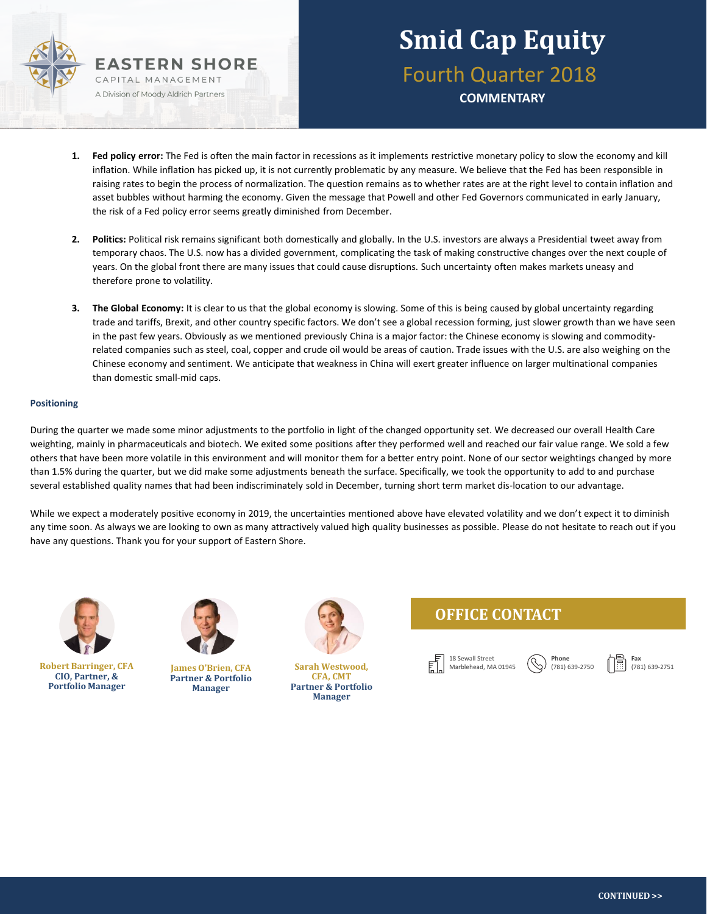1. **Fed policy error:** The Fed is often the main factor in recessions as it implements restrictive monetary policy to slow the economy and kill inflation. While inflation has picked up, it is not currently problematic by any measure. We believe that the Fed has been responsible in raising rates to begin the process of normalization. The question remains as to whether rates are at the right level to contain inflation and asset bubbles without harming the economy. Given the message that Powell and other Fed Governors communicated in early January, the risk of a Fed policy error seems greatly diminished from December.

2. **Politics:** Political risk remains significant both domestically and globally. In the U.S. investors are always a Presidential tweet away from temporary chaos. The U.S. now has a divided government, complicating the task of making constructive changes over the next couple of years. On the global front there are many issues that could cause disruptions. Such uncertainty often makes markets uneasy and therefore prone to volatility.

3. **The Global Economy:** It is clear to us that the global economy is slowing. Some of this is being caused by global uncertainty regarding trade and tariffs, Brexit, and other country specific factors. We don't see a global recession forming, just slower growth than we have seen in the past few years. Obviously as we mentioned previously China is a major factor: the Chinese economy is slowing and commodity-related companies such as steel, coal, copper and crude oil would be areas of caution. Trade issues with the U.S. are also weighing on the Chinese economy and sentiment. We anticipate that weakness in China will exert greater influence on larger multinational companies than domestic small-mid caps.

**Positioning**

During the quarter we made some minor adjustments to the portfolio in light of the changed opportunity set. We decreased our overall Health Care weighting, mainly in pharmaceuticals and biotech. We exited some positions after they performed well and reached our fair value range. We sold a few others that have been more volatile in this environment and will monitor them for a better entry point. None of our sector weightings changed by more than 1.5% during the quarter, but we did make some adjustments beneath the surface. Specifically, we took the opportunity to add to and purchase several established quality names that had been indiscriminately sold in December, turning short term market dis-location to our advantage.

While we expect a moderately positive economy in 2019, the uncertainties mentioned above have elevated volatility and we don't expect it to diminish any time soon. As always we are looking to own as many attractively valued high quality businesses as possible. Please do not hesitate to reach out if you have any questions. Thank you for your support of Eastern Shore.

**Robert Barringer, CFA**
CIO, Partner, & Portfolio Manager

**James O'Brien, CFA**
Partner & Portfolio Manager

**Sarah Westwood, CFA, CMT**
Partner & Portfolio Manager

## OFFICE CONTACT

18 Sewall Street
Marblehead, MA 01945

**Phone**
(781) 639-2750

**Fax**
(781) 639-2751

CONTINUED >>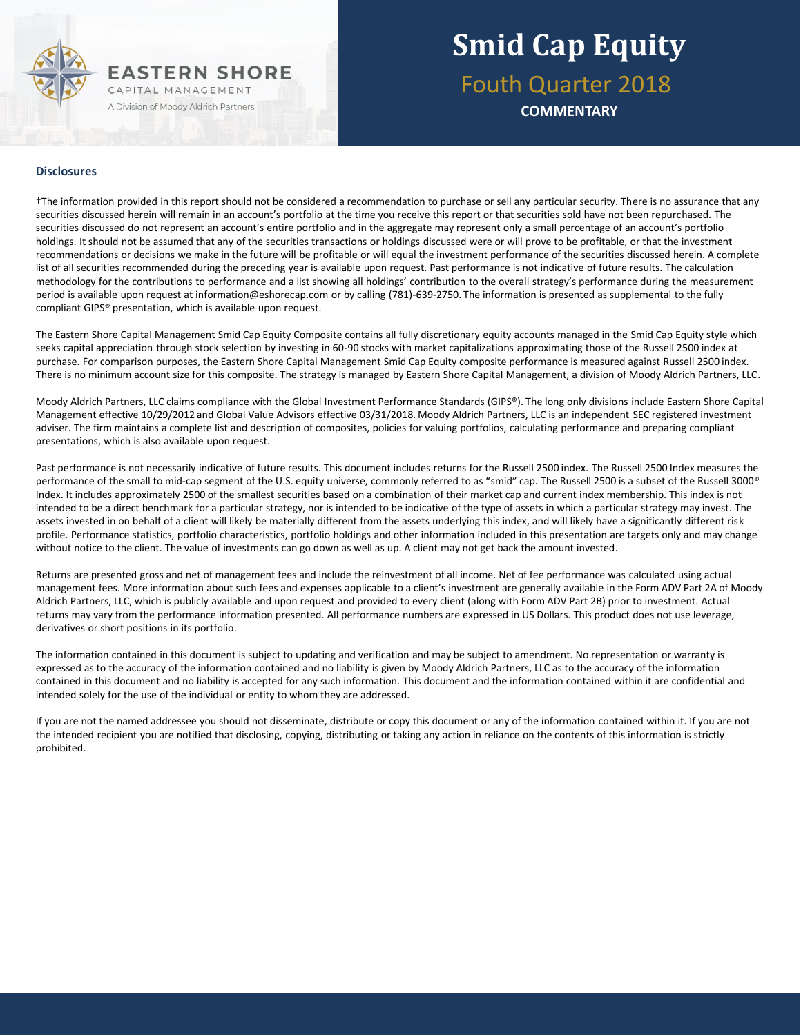# Smid Cap Equity

## Fouth Quarter 2018

**COMMENTARY**

### Disclosures

†The information provided in this report should not be considered a recommendation to purchase or sell any particular security. There is no assurance that any securities discussed herein will remain in an account's portfolio at the time you receive this report or that securities sold have not been repurchased. The securities discussed do not represent an account's entire portfolio and in the aggregate may represent only a small percentage of an account's portfolio holdings. It should not be assumed that any of the securities transactions or holdings discussed were or will prove to be profitable, or that the investment recommendations or decisions we make in the future will be profitable or will equal the investment performance of the securities discussed herein. A complete list of all securities recommended during the preceding year is available upon request. Past performance is not indicative of future results. The calculation methodology for the contributions to performance and a list showing all holdings' contribution to the overall strategy's performance during the measurement period is available upon request at information@eshorecap.com or by calling (781)-639-2750. The information is presented as supplemental to the fully compliant GIPS® presentation, which is available upon request.

The Eastern Shore Capital Management Smid Cap Equity Composite contains all fully discretionary equity accounts managed in the Smid Cap Equity style which seeks capital appreciation through stock selection by investing in 60-90 stocks with market capitalizations approximating those of the Russell 2500 index at purchase. For comparison purposes, the Eastern Shore Capital Management Smid Cap Equity composite performance is measured against Russell 2500 index. There is no minimum account size for this composite. The strategy is managed by Eastern Shore Capital Management, a division of Moody Aldrich Partners, LLC.

Moody Aldrich Partners, LLC claims compliance with the Global Investment Performance Standards (GIPS®). The long only divisions include Eastern Shore Capital Management effective 10/29/2012 and Global Value Advisors effective 03/31/2018. Moody Aldrich Partners, LLC is an independent SEC registered investment adviser. The firm maintains a complete list and description of composites, policies for valuing portfolios, calculating performance and preparing compliant presentations, which is also available upon request.

Past performance is not necessarily indicative of future results. This document includes returns for the Russell 2500 index. The Russell 2500 Index measures the performance of the small to mid-cap segment of the U.S. equity universe, commonly referred to as "smid" cap. The Russell 2500 is a subset of the Russell 3000® Index. It includes approximately 2500 of the smallest securities based on a combination of their market cap and current index membership. This index is not intended to be a direct benchmark for a particular strategy, nor is intended to be indicative of the type of assets in which a particular strategy may invest. The assets invested in on behalf of a client will likely be materially different from the assets underlying this index, and will likely have a significantly different risk profile. Performance statistics, portfolio characteristics, portfolio holdings and other information included in this presentation are targets only and may change without notice to the client. The value of investments can go down as well as up. A client may not get back the amount invested.

Returns are presented gross and net of management fees and include the reinvestment of all income. Net of fee performance was calculated using actual management fees. More information about such fees and expenses applicable to a client's investment are generally available in the Form ADV Part 2A of Moody Aldrich Partners, LLC, which is publicly available and upon request and provided to every client (along with Form ADV Part 2B) prior to investment. Actual returns may vary from the performance information presented. All performance numbers are expressed in US Dollars. This product does not use leverage, derivatives or short positions in its portfolio.

The information contained in this document is subject to updating and verification and may be subject to amendment. No representation or warranty is expressed as to the accuracy of the information contained and no liability is given by Moody Aldrich Partners, LLC as to the accuracy of the information contained in this document and no liability is accepted for any such information. This document and the information contained within it are confidential and intended solely for the use of the individual or entity to whom they are addressed.

If you are not the named addressee you should not disseminate, distribute or copy this document or any of the information contained within it. If you are not the intended recipient you are notified that disclosing, copying, distributing or taking any action in reliance on the contents of this information is strictly prohibited.